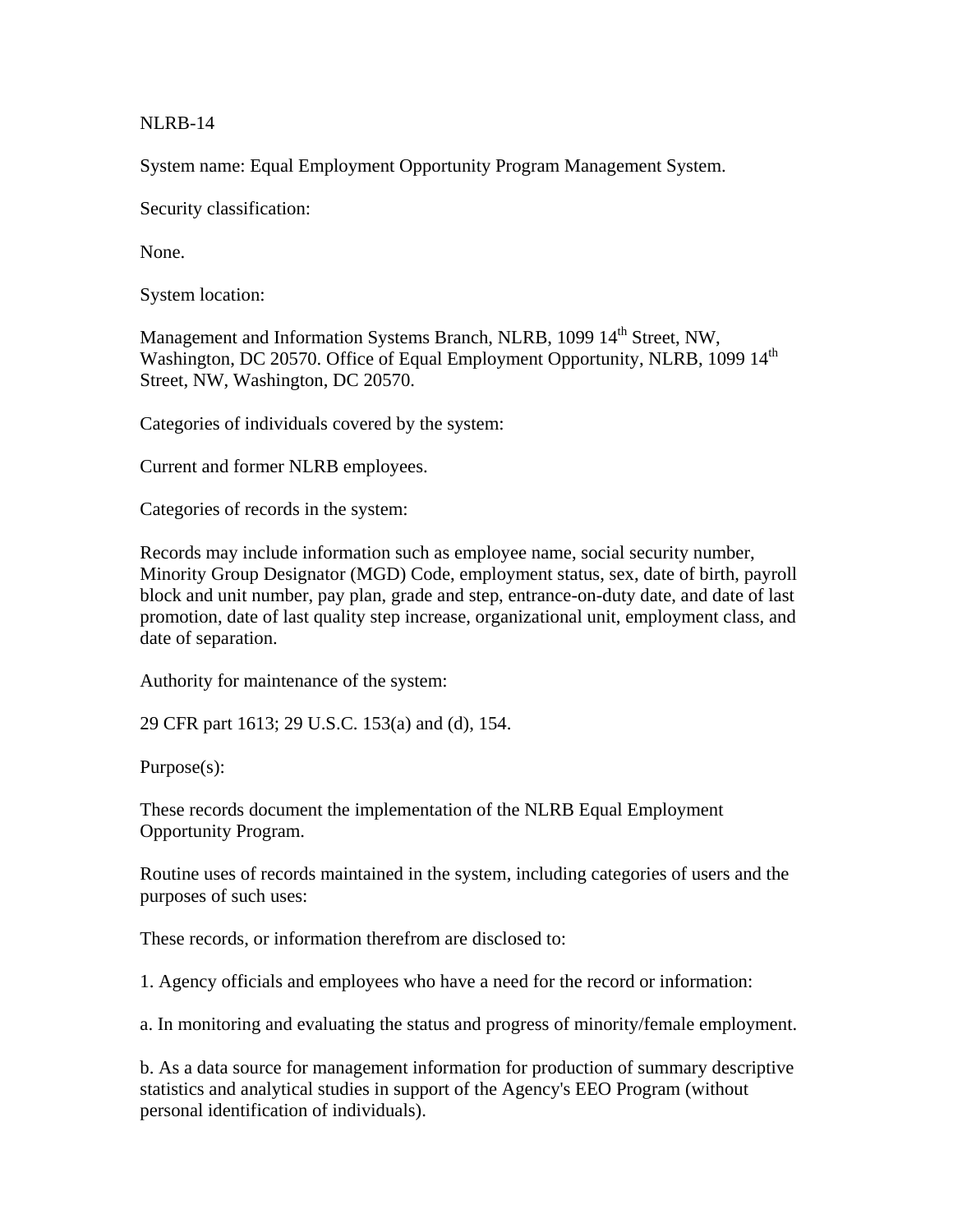NLRB-14

System name: Equal Employment Opportunity Program Management System.

Security classification:

None.

System location:

Management and Information Systems Branch, NLRB, 1099 14th Street, NW, Washington, DC 20570. Office of Equal Employment Opportunity, NLRB, 1099 14th Street, NW, Washington, DC 20570.

Categories of individuals covered by the system:

Current and former NLRB employees.

Categories of records in the system:

Records may include information such as employee name, social security number, Minority Group Designator (MGD) Code, employment status, sex, date of birth, payroll block and unit number, pay plan, grade and step, entrance-on-duty date, and date of last promotion, date of last quality step increase, organizational unit, employment class, and date of separation.

Authority for maintenance of the system:

29 CFR part 1613; 29 U.S.C. 153(a) and (d), 154.

Purpose(s):

These records document the implementation of the NLRB Equal Employment Opportunity Program.

Routine uses of records maintained in the system, including categories of users and the purposes of such uses:

These records, or information therefrom are disclosed to:

1. Agency officials and employees who have a need for the record or information:

a. In monitoring and evaluating the status and progress of minority/female employment.

b. As a data source for management information for production of summary descriptive statistics and analytical studies in support of the Agency's EEO Program (without personal identification of individuals).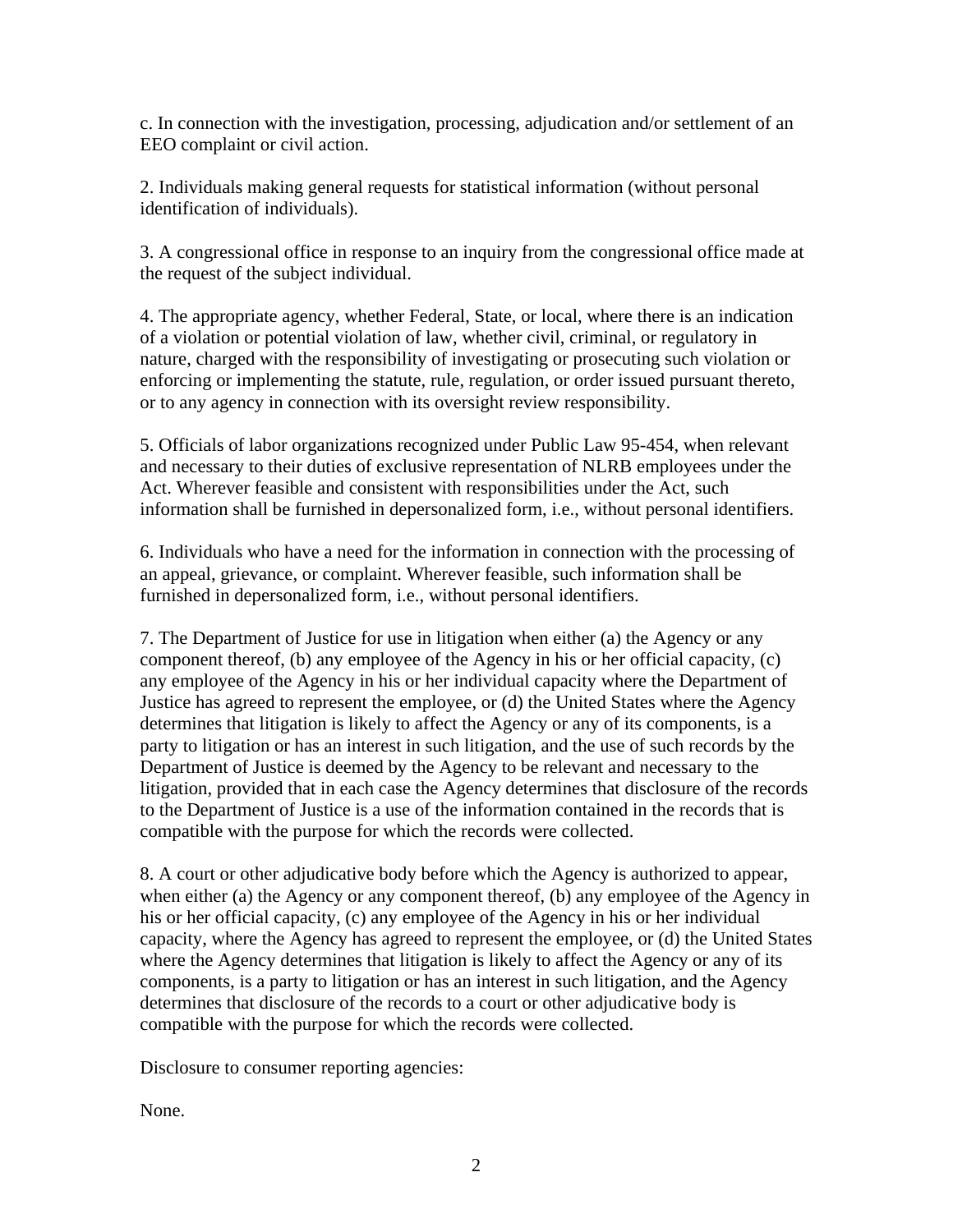c. In connection with the investigation, processing, adjudication and/or settlement of an EEO complaint or civil action.

2. Individuals making general requests for statistical information (without personal identification of individuals).

3. A congressional office in response to an inquiry from the congressional office made at the request of the subject individual.

4. The appropriate agency, whether Federal, State, or local, where there is an indication of a violation or potential violation of law, whether civil, criminal, or regulatory in nature, charged with the responsibility of investigating or prosecuting such violation or enforcing or implementing the statute, rule, regulation, or order issued pursuant thereto, or to any agency in connection with its oversight review responsibility.

5. Officials of labor organizations recognized under Public Law 95-454, when relevant and necessary to their duties of exclusive representation of NLRB employees under the Act. Wherever feasible and consistent with responsibilities under the Act, such information shall be furnished in depersonalized form, i.e., without personal identifiers.

6. Individuals who have a need for the information in connection with the processing of an appeal, grievance, or complaint. Wherever feasible, such information shall be furnished in depersonalized form, i.e., without personal identifiers.

7. The Department of Justice for use in litigation when either (a) the Agency or any component thereof, (b) any employee of the Agency in his or her official capacity, (c) any employee of the Agency in his or her individual capacity where the Department of Justice has agreed to represent the employee, or (d) the United States where the Agency determines that litigation is likely to affect the Agency or any of its components, is a party to litigation or has an interest in such litigation, and the use of such records by the Department of Justice is deemed by the Agency to be relevant and necessary to the litigation, provided that in each case the Agency determines that disclosure of the records to the Department of Justice is a use of the information contained in the records that is compatible with the purpose for which the records were collected.

8. A court or other adjudicative body before which the Agency is authorized to appear, when either (a) the Agency or any component thereof, (b) any employee of the Agency in his or her official capacity, (c) any employee of the Agency in his or her individual capacity, where the Agency has agreed to represent the employee, or (d) the United States where the Agency determines that litigation is likely to affect the Agency or any of its components, is a party to litigation or has an interest in such litigation, and the Agency determines that disclosure of the records to a court or other adjudicative body is compatible with the purpose for which the records were collected.

Disclosure to consumer reporting agencies:

None.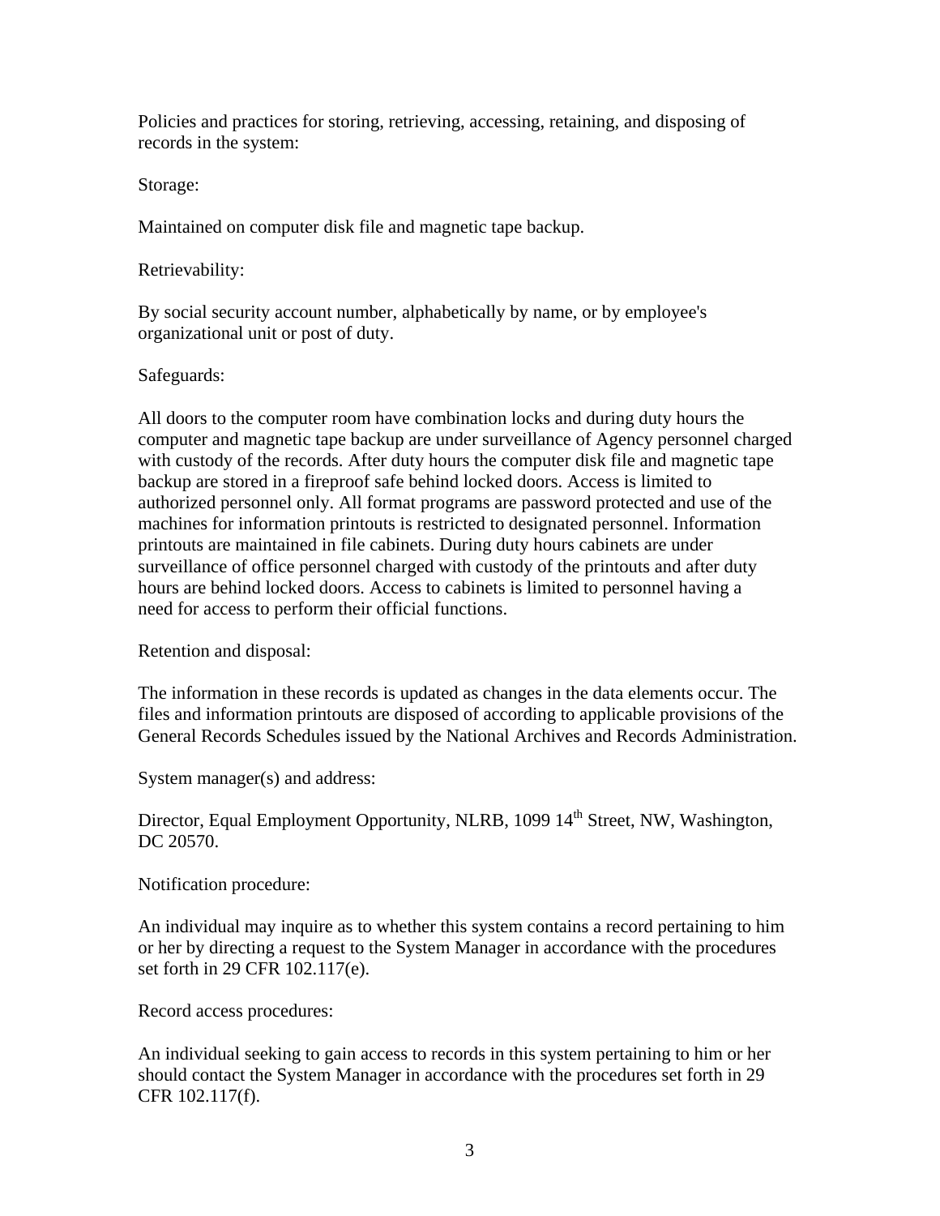Policies and practices for storing, retrieving, accessing, retaining, and disposing of records in the system:

Storage:

Maintained on computer disk file and magnetic tape backup.

Retrievability:

By social security account number, alphabetically by name, or by employee's organizational unit or post of duty.

Safeguards:

All doors to the computer room have combination locks and during duty hours the computer and magnetic tape backup are under surveillance of Agency personnel charged with custody of the records. After duty hours the computer disk file and magnetic tape backup are stored in a fireproof safe behind locked doors. Access is limited to authorized personnel only. All format programs are password protected and use of the machines for information printouts is restricted to designated personnel. Information printouts are maintained in file cabinets. During duty hours cabinets are under surveillance of office personnel charged with custody of the printouts and after duty hours are behind locked doors. Access to cabinets is limited to personnel having a need for access to perform their official functions.

Retention and disposal:

The information in these records is updated as changes in the data elements occur. The files and information printouts are disposed of according to applicable provisions of the General Records Schedules issued by the National Archives and Records Administration.

System manager(s) and address:

Director, Equal Employment Opportunity, NLRB, 1099 14th Street, NW, Washington, DC 20570.

Notification procedure:

An individual may inquire as to whether this system contains a record pertaining to him or her by directing a request to the System Manager in accordance with the procedures set forth in 29 CFR 102.117(e).

Record access procedures:

An individual seeking to gain access to records in this system pertaining to him or her should contact the System Manager in accordance with the procedures set forth in 29 CFR 102.117(f).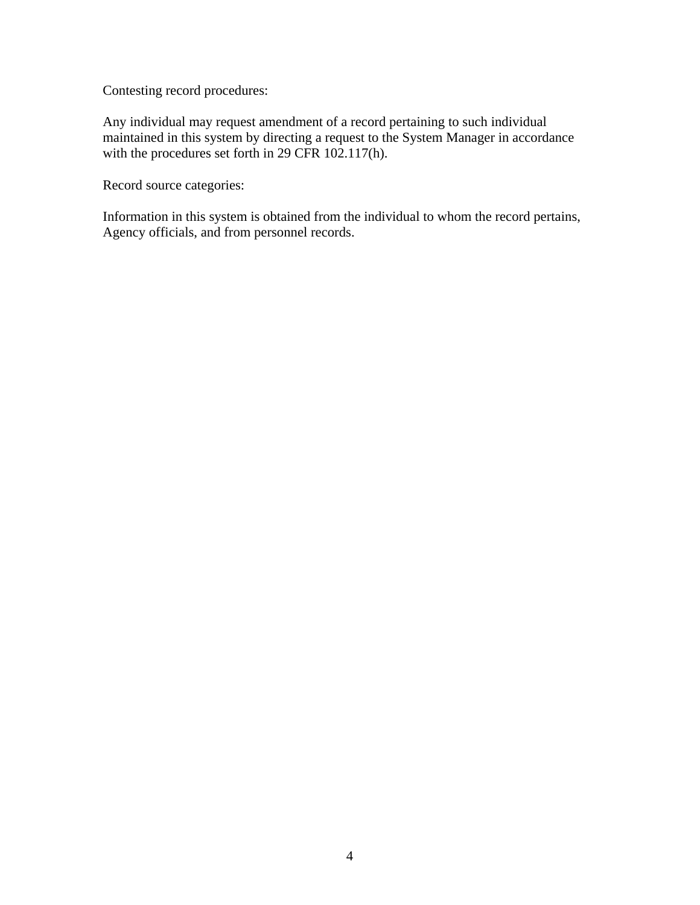Contesting record procedures:

Any individual may request amendment of a record pertaining to such individual maintained in this system by directing a request to the System Manager in accordance with the procedures set forth in 29 CFR 102.117(h).

Record source categories:

Information in this system is obtained from the individual to whom the record pertains, Agency officials, and from personnel records.